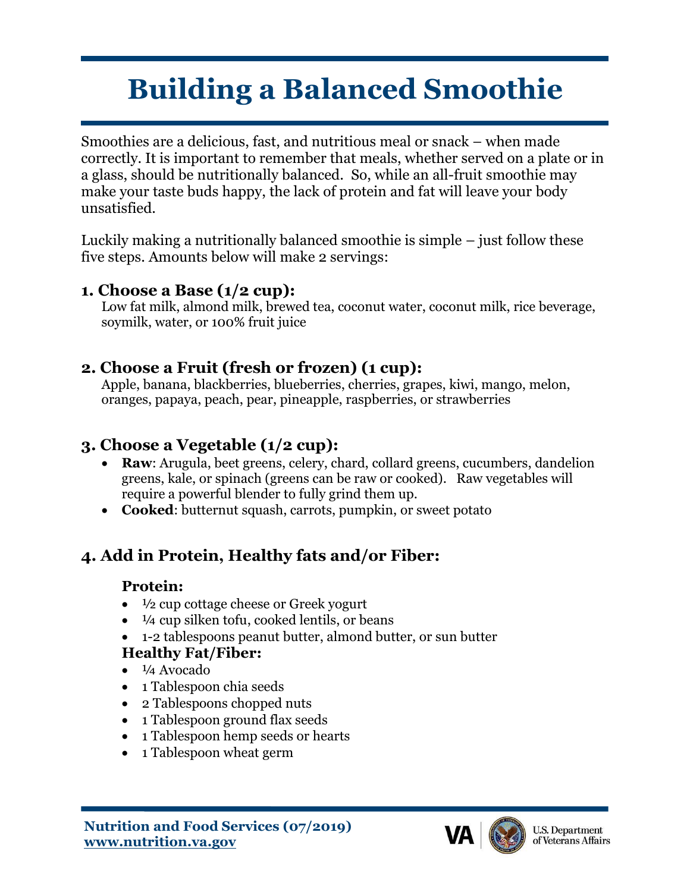# Building a Balanced Smoothie

Smoothies are a delicious, fast, and nutritious meal or snack – when made correctly. It is important to remember that meals, whether served on a plate or in a glass, should be nutritionally balanced. So, while an all-fruit smoothie may make your taste buds happy, the lack of protein and fat will leave your body unsatisfied.

Luckily making a nutritionally balanced smoothie is simple – just follow these five steps. Amounts below will make 2 servings:

### 1. Choose a Base (1/2 cup):

Low fat milk, almond milk, brewed tea, coconut water, coconut milk, rice beverage, soymilk, water, or 100% fruit juice

### 2. Choose a Fruit (fresh or frozen) (1 cup):

Apple, banana, blackberries, blueberries, cherries, grapes, kiwi, mango, melon, oranges, papaya, peach, pear, pineapple, raspberries, or strawberries

### 3. Choose a Vegetable (1/2 cup):

- **Raw**: Arugula, beet greens, celery, chard, collard greens, cucumbers, dandelion greens, kale, or spinach (greens can be raw or cooked). Raw vegetables will require a powerful blender to fully grind them up.
- **Cooked**: butternut squash, carrots, pumpkin, or sweet potato

### 4. Add in Protein, Healthy fats and/or Fiber:

**Protein:**

- ½ cup cottage cheese or Greek yogurt
- ¼ cup silken tofu, cooked lentils, or beans
- 1-2 tablespoons peanut butter, almond butter, or sun butter

**Healthy Fat/Fiber:**

- ¼ Avocado
- 1 Tablespoon chia seeds
- 2 Tablespoons chopped nuts
- 1 Tablespoon ground flax seeds
- 1 Tablespoon hemp seeds or hearts
- 1 Tablespoon wheat germ

**Nutrition and Food Services (07/2019)**
**www.nutrition.va.gov**

VA U.S. Department of Veterans Affairs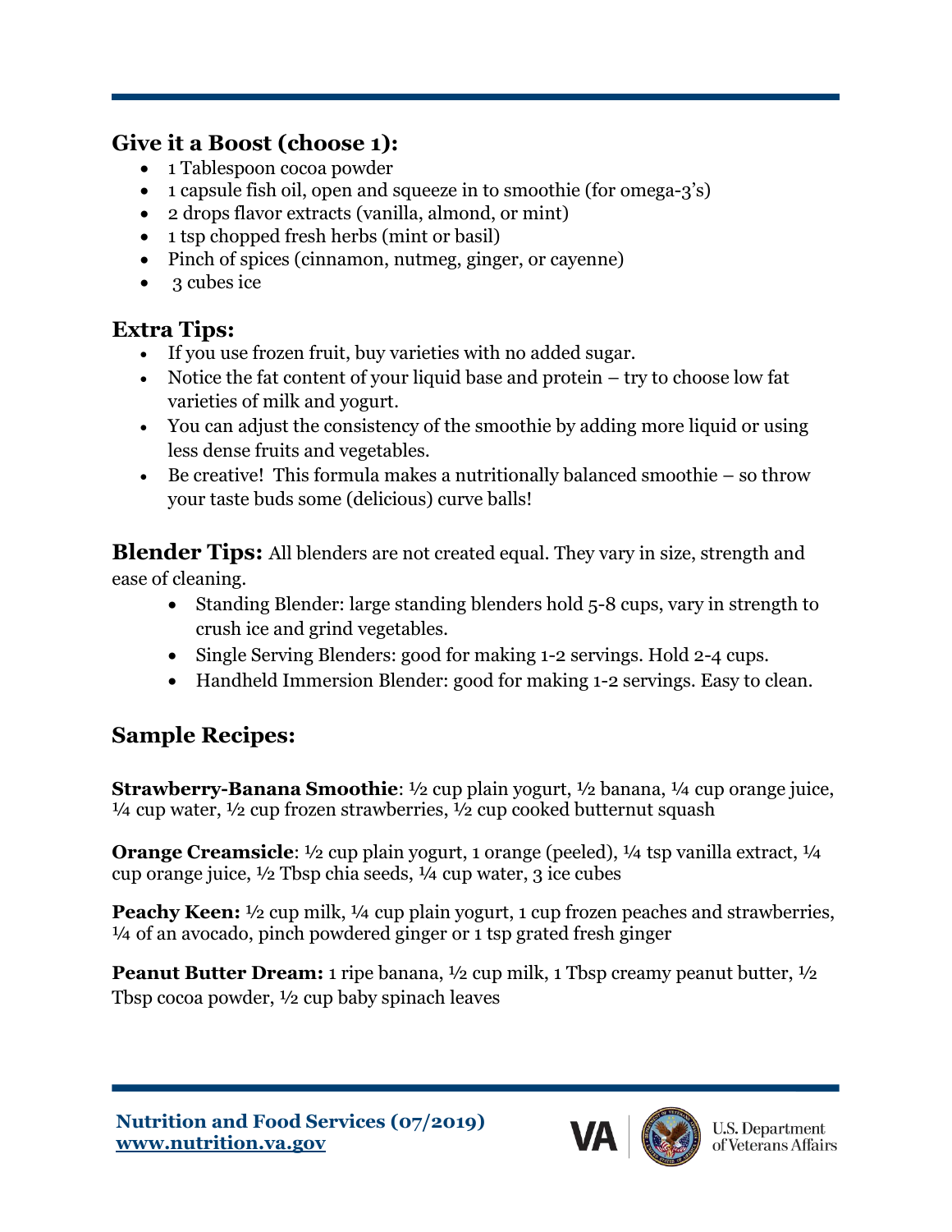## Give it a Boost (choose 1):

- 1 Tablespoon cocoa powder
- 1 capsule fish oil, open and squeeze in to smoothie (for omega-3's)
- 2 drops flavor extracts (vanilla, almond, or mint)
- 1 tsp chopped fresh herbs (mint or basil)
- Pinch of spices (cinnamon, nutmeg, ginger, or cayenne)
- 3 cubes ice

## Extra Tips:

- If you use frozen fruit, buy varieties with no added sugar.
- Notice the fat content of your liquid base and protein – try to choose low fat varieties of milk and yogurt.
- You can adjust the consistency of the smoothie by adding more liquid or using less dense fruits and vegetables.
- Be creative! This formula makes a nutritionally balanced smoothie – so throw your taste buds some (delicious) curve balls!

**Blender Tips:** All blenders are not created equal. They vary in size, strength and ease of cleaning.

- Standing Blender: large standing blenders hold 5-8 cups, vary in strength to crush ice and grind vegetables.
- Single Serving Blenders: good for making 1-2 servings. Hold 2-4 cups.
- Handheld Immersion Blender: good for making 1-2 servings. Easy to clean.

## Sample Recipes:

**Strawberry-Banana Smoothie**: ½ cup plain yogurt, ½ banana, ¼ cup orange juice, ¼ cup water, ½ cup frozen strawberries, ½ cup cooked butternut squash

**Orange Creamsicle**: ½ cup plain yogurt, 1 orange (peeled), ¼ tsp vanilla extract, ¼ cup orange juice, ½ Tbsp chia seeds, ¼ cup water, 3 ice cubes

**Peachy Keen:** ½ cup milk, ¼ cup plain yogurt, 1 cup frozen peaches and strawberries, ¼ of an avocado, pinch powdered ginger or 1 tsp grated fresh ginger

**Peanut Butter Dream:** 1 ripe banana, ½ cup milk, 1 Tbsp creamy peanut butter, ½ Tbsp cocoa powder, ½ cup baby spinach leaves

**Nutrition and Food Services (07/2019)**
**www.nutrition.va.gov**

VA U.S. Department of Veterans Affairs